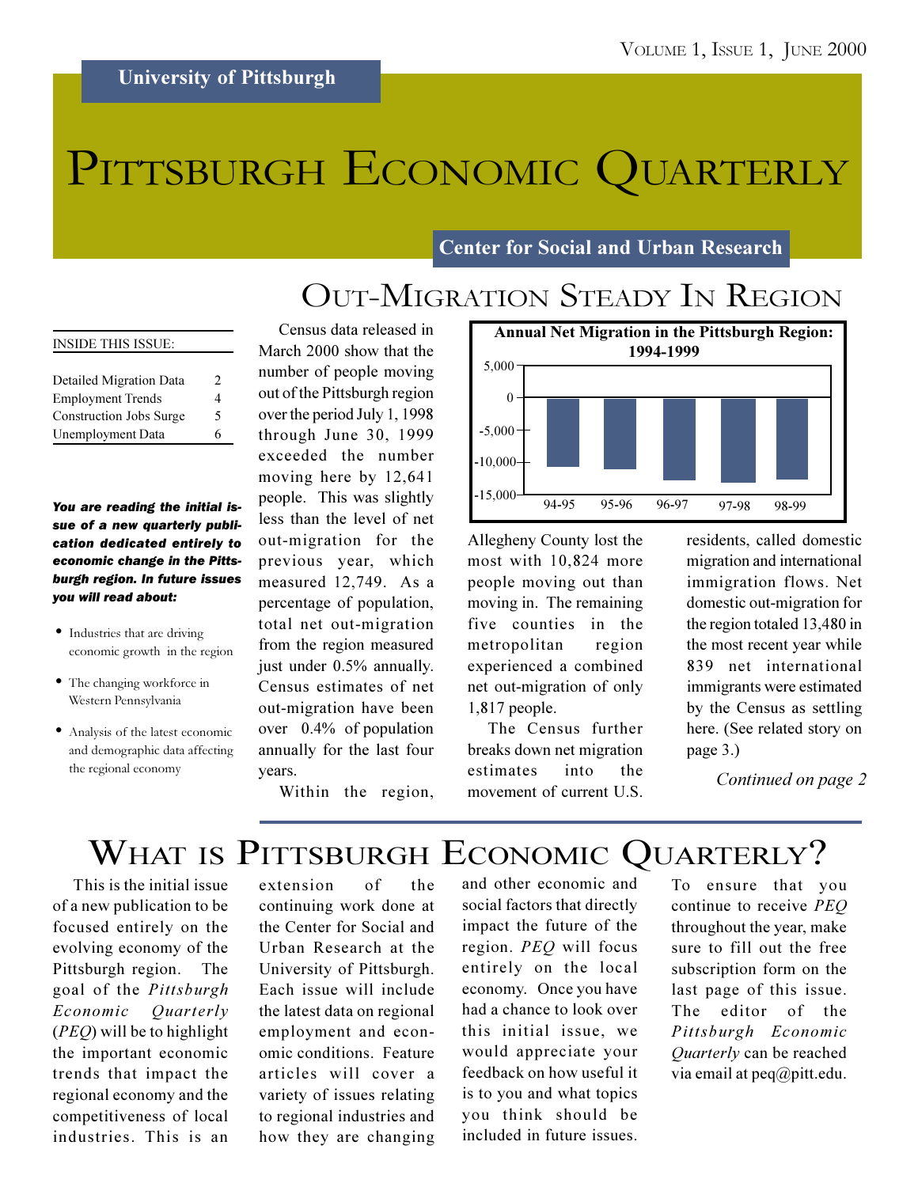University of Pittsburgh

# Pittsburgh Economic Quarterly

Center for Social and Urban Research

INSIDE THIS ISSUE:

| | |
|---|---|
| Detailed Migration Data | 2 |
| Employment Trends | 4 |
| Construction Jobs Surge | 5 |
| Unemployment Data | 6 |

***You are reading the initial issue of a new quarterly publication dedicated entirely to economic change in the Pittsburgh region. In future issues you will read about:***

- Industries that are driving economic growth in the region
- The changing workforce in Western Pennsylvania
- Analysis of the latest economic and demographic data affecting the regional economy

## Out-Migration Steady In Region

Census data released in March 2000 show that the number of people moving out of the Pittsburgh region over the period July 1, 1998 through June 30, 1999 exceeded the number moving here by 12,641 people. This was slightly less than the level of net out-migration for the previous year, which measured 12,749. As a percentage of population, total net out-migration from the region measured just under 0.5% annually. Census estimates of net out-migration have been over 0.4% of population annually for the last four years.

**Annual Net Migration in the Pittsburgh Region: 1994-1999**

Within the region, Allegheny County lost the most with 10,824 more people moving out than moving in. The remaining five counties in the metropolitan region experienced a combined net out-migration of only 1,817 people.

The Census further breaks down net migration estimates into the movement of current U.S. residents, called domestic migration and international immigration flows. Net domestic out-migration for the region totaled 13,480 in the most recent year while 839 net international immigrants were estimated by the Census as settling here. (See related story on page 3.)

*Continued on page 2*

## What is Pittsburgh Economic Quarterly?

This is the initial issue of a new publication to be focused entirely on the evolving economy of the Pittsburgh region. The goal of the *Pittsburgh Economic Quarterly* (*PEQ*) will be to highlight the important economic trends that impact the regional economy and the competitiveness of local industries. This is an extension of the continuing work done at the Center for Social and Urban Research at the University of Pittsburgh. Each issue will include the latest data on regional employment and economic conditions. Feature articles will cover a variety of issues relating to regional industries and how they are changing and other economic and social factors that directly impact the future of the region. *PEQ* will focus entirely on the local economy. Once you have had a chance to look over this initial issue, we would appreciate your feedback on how useful it is to you and what topics you think should be included in future issues.

To ensure that you continue to receive *PEQ* throughout the year, make sure to fill out the free subscription form on the last page of this issue. The editor of the *Pittsburgh Economic Quarterly* can be reached via email at peq@pitt.edu.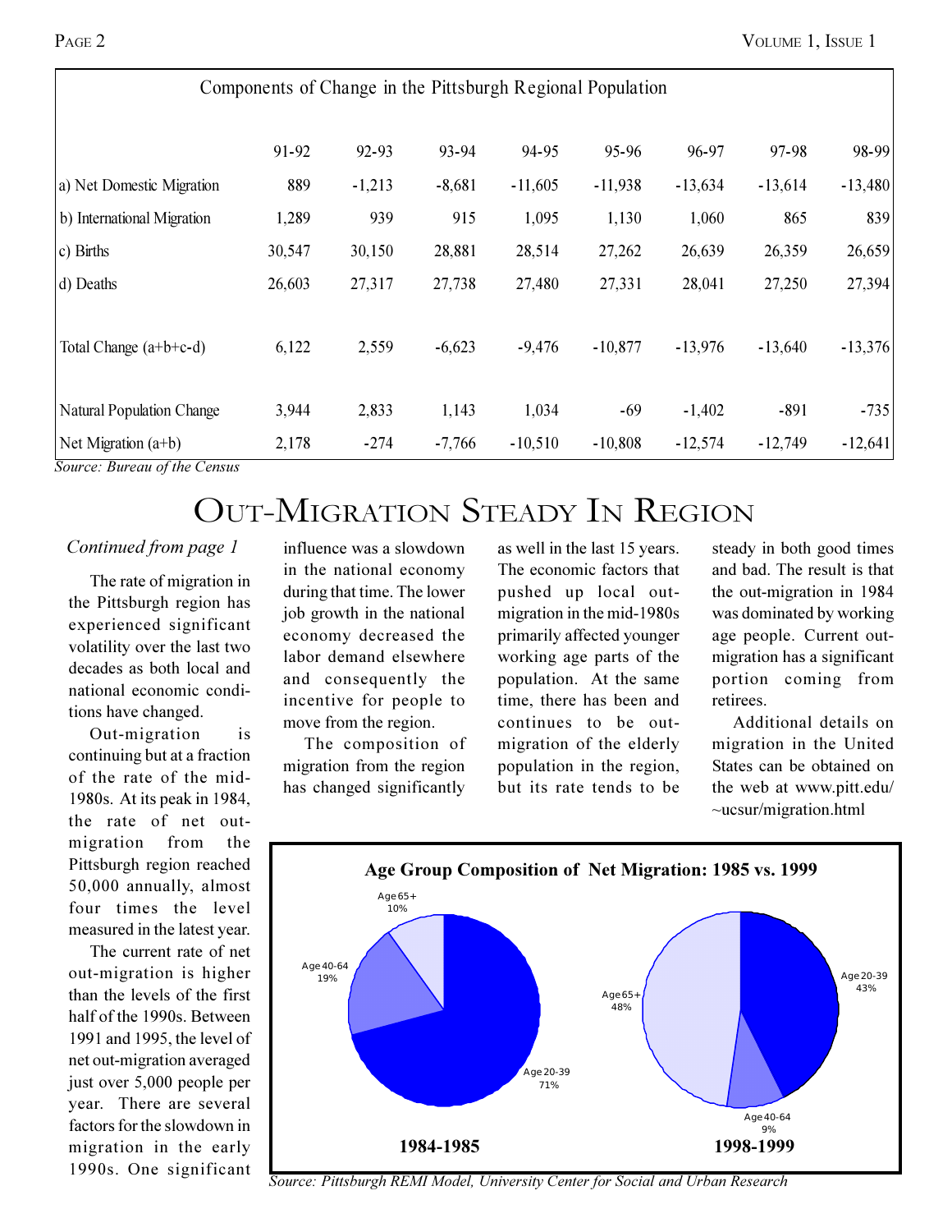Components of Change in the Pittsburgh Regional Population

| | 91-92 | 92-93 | 93-94 | 94-95 | 95-96 | 96-97 | 97-98 | 98-99 |
|---|---|---|---|---|---|---|---|---|
| a) Net Domestic Migration | 889 | -1,213 | -8,681 | -11,605 | -11,938 | -13,634 | -13,614 | -13,480 |
| b) International Migration | 1,289 | 939 | 915 | 1,095 | 1,130 | 1,060 | 865 | 839 |
| c) Births | 30,547 | 30,150 | 28,881 | 28,514 | 27,262 | 26,639 | 26,359 | 26,659 |
| d) Deaths | 26,603 | 27,317 | 27,738 | 27,480 | 27,331 | 28,041 | 27,250 | 27,394 |
| Total Change (a+b+c-d) | 6,122 | 2,559 | -6,623 | -9,476 | -10,877 | -13,976 | -13,640 | -13,376 |
| Natural Population Change | 3,944 | 2,833 | 1,143 | 1,034 | -69 | -1,402 | -891 | -735 |
| Net Migration (a+b) | 2,178 | -274 | -7,766 | -10,510 | -10,808 | -12,574 | -12,749 | -12,641 |

*Source: Bureau of the Census*

# Out-Migration Steady In Region

*Continued from page 1*

The rate of migration in the Pittsburgh region has experienced significant volatility over the last two decades as both local and national economic conditions have changed.

Out-migration is continuing but at a fraction of the rate of the mid-1980s. At its peak in 1984, the rate of net out-migration from the Pittsburgh region reached 50,000 annually, almost four times the level measured in the latest year.

The current rate of net out-migration is higher than the levels of the first half of the 1990s. Between 1991 and 1995, the level of net out-migration averaged just over 5,000 people per year. There are several factors for the slowdown in migration in the early 1990s. One significant influence was a slowdown in the national economy during that time. The lower job growth in the national economy decreased the labor demand elsewhere and consequently the incentive for people to move from the region.

The composition of migration from the region has changed significantly as well in the last 15 years. The economic factors that pushed up local out-migration in the mid-1980s primarily affected younger working age parts of the population. At the same time, there has been and continues to be out-migration of the elderly population in the region, but its rate tends to be steady in both good times and bad. The result is that the out-migration in 1984 was dominated by working age people. Current out-migration has a significant portion coming from retirees.

Additional details on migration in the United States can be obtained on the web at www.pitt.edu/~ucsur/migration.html

**Age Group Composition of Net Migration: 1985 vs. 1999**

**1984-1985**: Age 20-39: 71%; Age 40-64: 19%; Age 65+: 10%

**1998-1999**: Age 20-39: 43%; Age 40-64: 9%; Age 65+: 48%

*Source: Pittsburgh REMI Model, University Center for Social and Urban Research*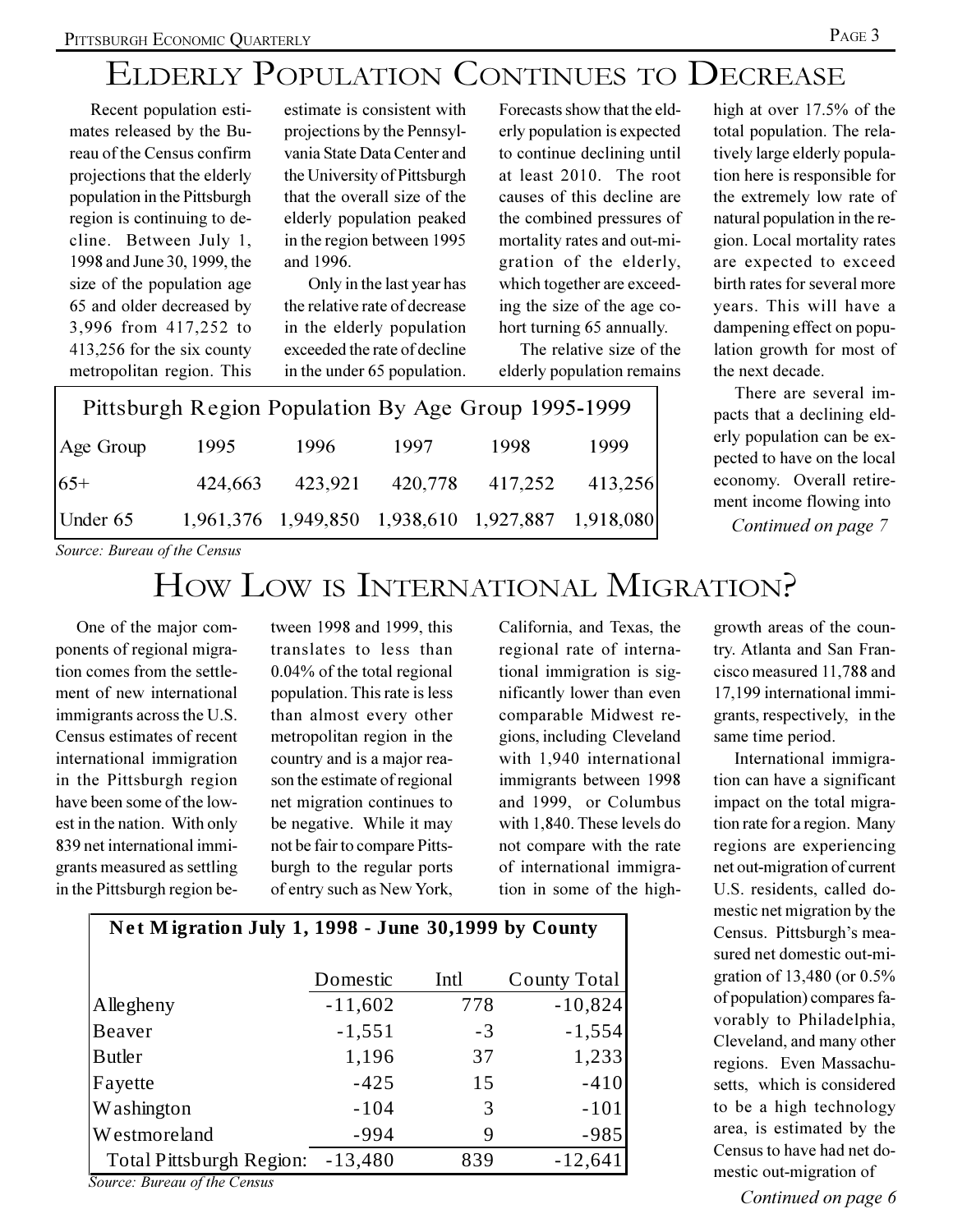# Elderly Population Continues to Decrease

Recent population estimates released by the Bureau of the Census confirm projections that the elderly population in the Pittsburgh region is continuing to decline. Between July 1, 1998 and June 30, 1999, the size of the population age 65 and older decreased by 3,996 from 417,252 to 413,256 for the six county metropolitan region. This estimate is consistent with projections by the Pennsylvania State Data Center and the University of Pittsburgh that the overall size of the elderly population peaked in the region between 1995 and 1996.

Only in the last year has the relative rate of decrease in the elderly population exceeded the rate of decline in the under 65 population. Forecasts show that the elderly population is expected to continue declining until at least 2010. The root causes of this decline are the combined pressures of mortality rates and out-migration of the elderly, which together are exceeding the size of the age cohort turning 65 annually.

The relative size of the elderly population remains high at over 17.5% of the total population. The relatively large elderly population here is responsible for the extremely low rate of natural population in the region. Local mortality rates are expected to exceed birth rates for several more years. This will have a dampening effect on population growth for most of the next decade.

There are several impacts that a declining elderly population can be expected to have on the local economy. Overall retirement income flowing into

*Continued on page 7*

**Pittsburgh Region Population By Age Group 1995-1999**

| Age Group | 1995 | 1996 | 1997 | 1998 | 1999 |
|---|---|---|---|---|---|
| 65+ | 424,663 | 423,921 | 420,778 | 417,252 | 413,256 |
| Under 65 | 1,961,376 | 1,949,850 | 1,938,610 | 1,927,887 | 1,918,080 |

*Source: Bureau of the Census*

# How Low is International Migration?

One of the major components of regional migration comes from the settlement of new international immigrants across the U.S. Census estimates of recent international immigration in the Pittsburgh region have been some of the lowest in the nation. With only 839 net international immigrants measured as settling in the Pittsburgh region between 1998 and 1999, this translates to less than 0.04% of the total regional population. This rate is less than almost every other metropolitan region in the country and is a major reason the estimate of regional net migration continues to be negative. While it may not be fair to compare Pittsburgh to the regular ports of entry such as New York, California, and Texas, the regional rate of international immigration is significantly lower than even comparable Midwest regions, including Cleveland with 1,940 international immigrants between 1998 and 1999, or Columbus with 1,840. These levels do not compare with the rate of international immigration in some of the high-growth areas of the country. Atlanta and San Francisco measured 11,788 and 17,199 international immigrants, respectively, in the same time period.

International immigration can have a significant impact on the total migration rate for a region. Many regions are experiencing net out-migration of current U.S. residents, called domestic net migration by the Census. Pittsburgh's measured net domestic out-migration of 13,480 (or 0.5% of population) compares favorably to Philadelphia, Cleveland, and many other regions. Even Massachusetts, which is considered to be a high technology area, is estimated by the Census to have had net domestic out-migration of

*Continued on page 6*

**Net Migration July 1, 1998 - June 30,1999 by County**

| | Domestic | Intl | County Total |
|---|---|---|---|
| Allegheny | -11,602 | 778 | -10,824 |
| Beaver | -1,551 | -3 | -1,554 |
| Butler | 1,196 | 37 | 1,233 |
| Fayette | -425 | 15 | -410 |
| Washington | -104 | 3 | -101 |
| Westmoreland | -994 | 9 | -985 |
| Total Pittsburgh Region: | -13,480 | 839 | -12,641 |

*Source: Bureau of the Census*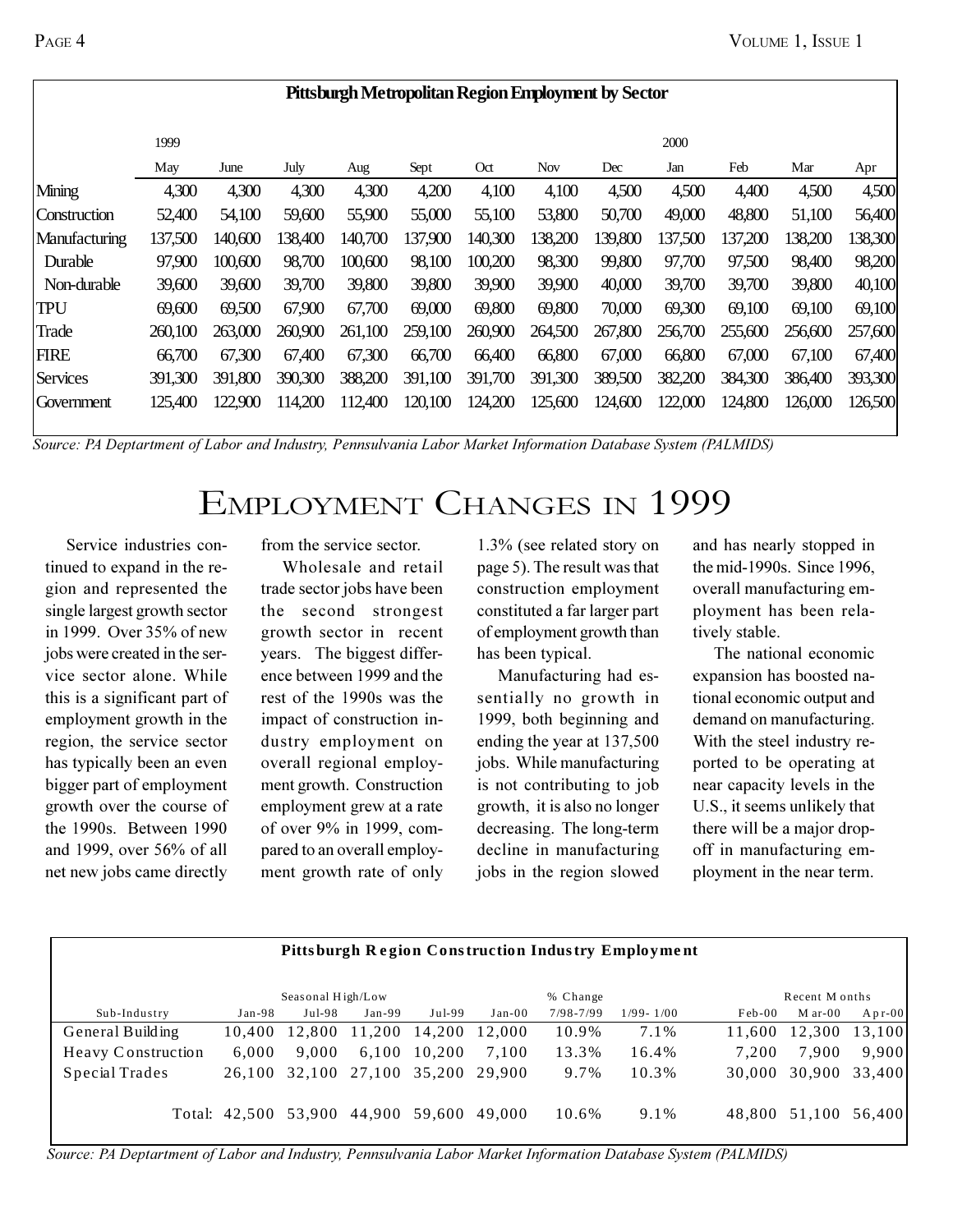**Pittsburgh Metropolitan Region Employment by Sector**

| | 1999 | | | | | | | | 2000 | | | |
|---|---|---|---|---|---|---|---|---|---|---|---|---|
| | May | June | July | Aug | Sept | Oct | Nov | Dec | Jan | Feb | Mar | Apr |
| Mining | 4,300 | 4,300 | 4,300 | 4,300 | 4,200 | 4,100 | 4,100 | 4,500 | 4,500 | 4,400 | 4,500 | 4,500 |
| Construction | 52,400 | 54,100 | 59,600 | 55,900 | 55,000 | 55,100 | 53,800 | 50,700 | 49,000 | 48,800 | 51,100 | 56,400 |
| Manufacturing | 137,500 | 140,600 | 138,400 | 140,700 | 137,900 | 140,300 | 138,200 | 139,800 | 137,500 | 137,200 | 138,200 | 138,300 |
| Durable | 97,900 | 100,600 | 98,700 | 100,600 | 98,100 | 100,200 | 98,300 | 99,800 | 97,700 | 97,500 | 98,400 | 98,200 |
| Non-durable | 39,600 | 39,600 | 39,700 | 39,800 | 39,800 | 39,900 | 39,900 | 40,000 | 39,700 | 39,700 | 39,800 | 40,100 |
| TPU | 69,600 | 69,500 | 67,900 | 67,700 | 69,000 | 69,800 | 69,800 | 70,000 | 69,300 | 69,100 | 69,100 | 69,100 |
| Trade | 260,100 | 263,000 | 260,900 | 261,100 | 259,100 | 260,900 | 264,500 | 267,800 | 256,700 | 255,600 | 256,600 | 257,600 |
| FIRE | 66,700 | 67,300 | 67,400 | 67,300 | 66,700 | 66,400 | 66,800 | 67,000 | 66,800 | 67,000 | 67,100 | 67,400 |
| Services | 391,300 | 391,800 | 390,300 | 388,200 | 391,100 | 391,700 | 391,300 | 389,500 | 382,200 | 384,300 | 386,400 | 393,300 |
| Government | 125,400 | 122,900 | 114,200 | 112,400 | 120,100 | 124,200 | 125,600 | 124,600 | 122,000 | 124,800 | 126,000 | 126,500 |

*Source: PA Deptartment of Labor and Industry, Pennsulvania Labor Market Information Database System (PALMIDS)*

# Employment Changes in 1999

Service industries continued to expand in the region and represented the single largest growth sector in 1999. Over 35% of new jobs were created in the service sector alone. While this is a significant part of employment growth in the region, the service sector has typically been an even bigger part of employment growth over the course of the 1990s. Between 1990 and 1999, over 56% of all net new jobs came directly from the service sector.

Wholesale and retail trade sector jobs have been the second strongest growth sector in recent years. The biggest difference between 1999 and the rest of the 1990s was the impact of construction industry employment on overall regional employment growth. Construction employment grew at a rate of over 9% in 1999, compared to an overall employment growth rate of only 1.3% (see related story on page 5). The result was that construction employment constituted a far larger part of employment growth than has been typical.

Manufacturing had essentially no growth in 1999, both beginning and ending the year at 137,500 jobs. While manufacturing is not contributing to job growth, it is also no longer decreasing. The long-term decline in manufacturing jobs in the region slowed and has nearly stopped in the mid-1990s. Since 1996, overall manufacturing employment has been relatively stable.

The national economic expansion has boosted national economic output and demand on manufacturing. With the steel industry reported to be operating at near capacity levels in the U.S., it seems unlikely that there will be a major drop-off in manufacturing employment in the near term.

**Pittsburgh Region Construction Industry Employment**

| | Seasonal High/Low | | | | | % Change | | Recent Months | | |
|---|---|---|---|---|---|---|---|---|---|---|
| Sub-Industry | Jan-98 | Jul-98 | Jan-99 | Jul-99 | Jan-00 | 7/98-7/99 | 1/99- 1/00 | Feb-00 | Mar-00 | Apr-00 |
| General Building | 10,400 | 12,800 | 11,200 | 14,200 | 12,000 | 10.9% | 7.1% | 11,600 | 12,300 | 13,100 |
| Heavy Construction | 6,000 | 9,000 | 6,100 | 10,200 | 7,100 | 13.3% | 16.4% | 7,200 | 7,900 | 9,900 |
| Special Trades | 26,100 | 32,100 | 27,100 | 35,200 | 29,900 | 9.7% | 10.3% | 30,000 | 30,900 | 33,400 |
| Total: | 42,500 | 53,900 | 44,900 | 59,600 | 49,000 | 10.6% | 9.1% | 48,800 | 51,100 | 56,400 |

*Source: PA Deptartment of Labor and Industry, Pennsulvania Labor Market Information Database System (PALMIDS)*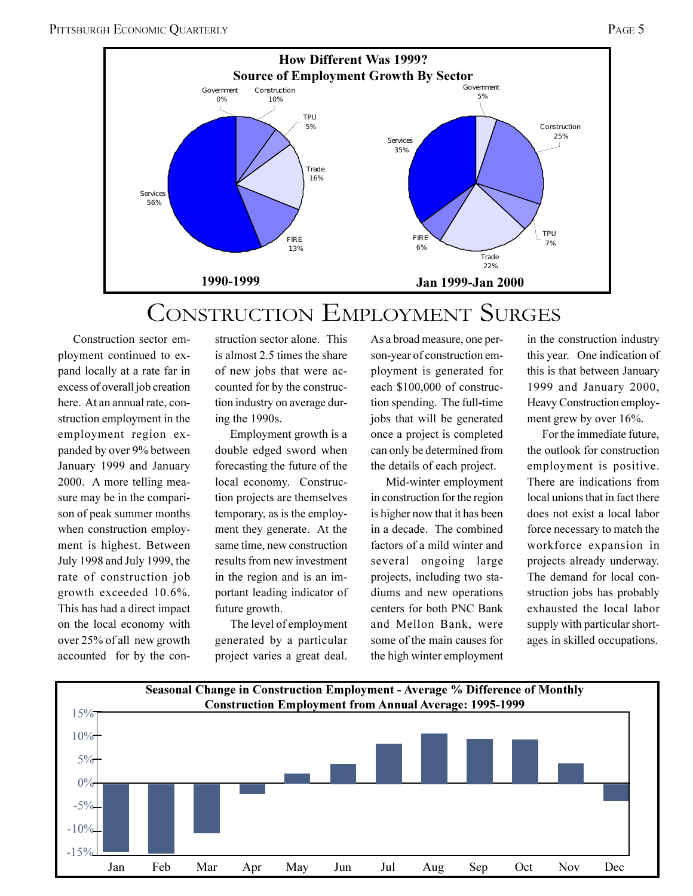**How Different Was 1999?**
**Source of Employment Growth By Sector**

| Sector | 1990-1999 | Jan 1999-Jan 2000 |
| --- | --- | --- |
| Government | 0% | 5% |
| Construction | 10% | 25% |
| TPU | 5% | 7% |
| Trade | 16% | 22% |
| FIRE | 13% | 6% |
| Services | 56% | 35% |

# Construction Employment Surges

Construction sector employment continued to expand locally at a rate far in excess of overall job creation here. At an annual rate, construction employment in the employment region expanded by over 9% between January 1999 and January 2000. A more telling measure may be in the comparison of peak summer months when construction employment is highest. Between July 1998 and July 1999, the rate of construction job growth exceeded 10.6%. This has had a direct impact on the local economy with over 25% of all new growth accounted for by the construction sector alone. This is almost 2.5 times the share of new jobs that were accounted for by the construction industry on average during the 1990s.

Employment growth is a double edged sword when forecasting the future of the local economy. Construction projects are themselves temporary, as is the employment they generate. At the same time, new construction results from new investment in the region and is an important leading indicator of future growth.

The level of employment generated by a particular project varies a great deal. As a broad measure, one person-year of construction employment is generated for each $100,000 of construction spending. The full-time jobs that will be generated once a project is completed can only be determined from the details of each project.

Mid-winter employment in construction for the region is higher now that it has been in a decade. The combined factors of a mild winter and several ongoing large projects, including two stadiums and new operations centers for both PNC Bank and Mellon Bank, were some of the main causes for the high winter employment in the construction industry this year. One indication of this is that between January 1999 and January 2000, Heavy Construction employment grew by over 16%.

For the immediate future, the outlook for construction employment is positive. There are indications from local unions that in fact there does not exist a local labor force necessary to match the workforce expansion in projects already underway. The demand for local construction jobs has probably exhausted the local labor supply with particular shortages in skilled occupations.

**Seasonal Change in Construction Employment - Average % Difference of Monthly Construction Employment from Annual Average: 1995-1999**

| Month | Approx. % Difference |
| --- | --- |
| Jan | -14.5% |
| Feb | -15% |
| Mar | -10.5% |
| Apr | -2% |
| May | 2% |
| Jun | 4% |
| Jul | 8.5% |
| Aug | 10.5% |
| Sep | 9.5% |
| Oct | 9.5% |
| Nov | 4.5% |
| Dec | -3.5% |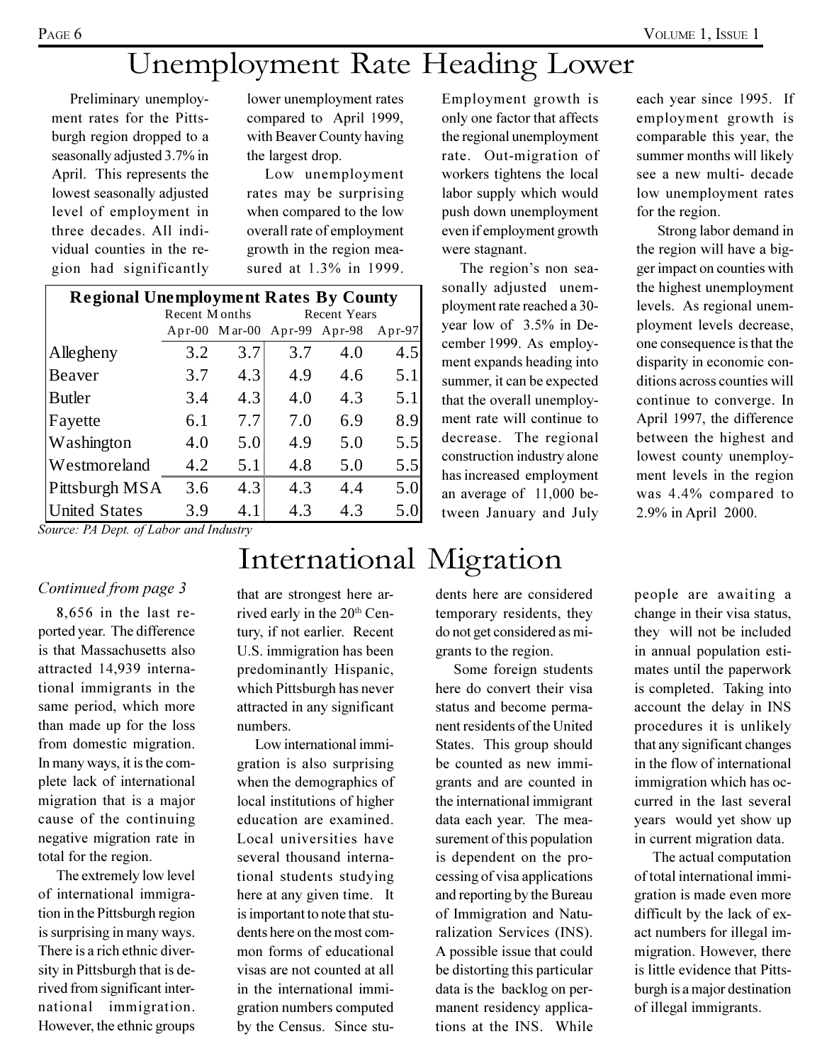# Unemployment Rate Heading Lower

Preliminary unemployment rates for the Pittsburgh region dropped to a seasonally adjusted 3.7% in April. This represents the lowest seasonally adjusted level of employment in three decades. All individual counties in the region had significantly lower unemployment rates compared to April 1999, with Beaver County having the largest drop.

Low unemployment rates may be surprising when compared to the low overall rate of employment growth in the region measured at 1.3% in 1999.

**Regional Unemployment Rates By County**

| | Recent Months | | Recent Years | | |
|---|---|---|---|---|---|
| | Apr-00 | Mar-00 | Apr-99 | Apr-98 | Apr-97 |
| Allegheny | 3.2 | 3.7 | 3.7 | 4.0 | 4.5 |
| Beaver | 3.7 | 4.3 | 4.9 | 4.6 | 5.1 |
| Butler | 3.4 | 4.3 | 4.0 | 4.3 | 5.1 |
| Fayette | 6.1 | 7.7 | 7.0 | 6.9 | 8.9 |
| Washington | 4.0 | 5.0 | 4.9 | 5.0 | 5.5 |
| Westmoreland | 4.2 | 5.1 | 4.8 | 5.0 | 5.5 |
| Pittsburgh MSA | 3.6 | 4.3 | 4.3 | 4.4 | 5.0 |
| United States | 3.9 | 4.1 | 4.3 | 4.3 | 5.0 |

*Source: PA Dept. of Labor and Industry*

Employment growth is only one factor that affects the regional unemployment rate. Out-migration of workers tightens the local labor supply which would push down unemployment even if employment growth were stagnant.

The region's non seasonally adjusted unemployment rate reached a 30-year low of 3.5% in December 1999. As employment expands heading into summer, it can be expected that the overall unemployment rate will continue to decrease. The regional construction industry alone has increased employment an average of 11,000 between January and July each year since 1995. If employment growth is comparable this year, the summer months will likely see a new multi- decade low unemployment rates for the region.

Strong labor demand in the region will have a bigger impact on counties with the highest unemployment levels. As regional unemployment levels decrease, one consequence is that the disparity in economic conditions across counties will continue to converge. In April 1997, the difference between the highest and lowest county unemployment levels in the region was 4.4% compared to 2.9% in April 2000.

# International Migration

*Continued from page 3*

8,656 in the last reported year. The difference is that Massachusetts also attracted 14,939 international immigrants in the same period, which more than made up for the loss from domestic migration. In many ways, it is the complete lack of international migration that is a major cause of the continuing negative migration rate in total for the region.

The extremely low level of international immigration in the Pittsburgh region is surprising in many ways. There is a rich ethnic diversity in Pittsburgh that is derived from significant international immigration. However, the ethnic groups that are strongest here arrived early in the 20th Century, if not earlier. Recent U.S. immigration has been predominantly Hispanic, which Pittsburgh has never attracted in any significant numbers.

Low international immigration is also surprising when the demographics of local institutions of higher education are examined. Local universities have several thousand international students studying here at any given time. It is important to note that students here on the most common forms of educational visas are not counted at all in the international immigration numbers computed by the Census. Since students here are considered temporary residents, they do not get considered as migrants to the region.

Some foreign students here do convert their visa status and become permanent residents of the United States. This group should be counted as new immigrants and are counted in the international immigrant data each year. The measurement of this population is dependent on the processing of visa applications and reporting by the Bureau of Immigration and Naturalization Services (INS). A possible issue that could be distorting this particular data is the backlog on permanent residency applications at the INS. While people are awaiting a change in their visa status, they will not be included in annual population estimates until the paperwork is completed. Taking into account the delay in INS procedures it is unlikely that any significant changes in the flow of international immigration which has occurred in the last several years would yet show up in current migration data.

The actual computation of total international immigration is made even more difficult by the lack of exact numbers for illegal immigration. However, there is little evidence that Pittsburgh is a major destination of illegal immigrants.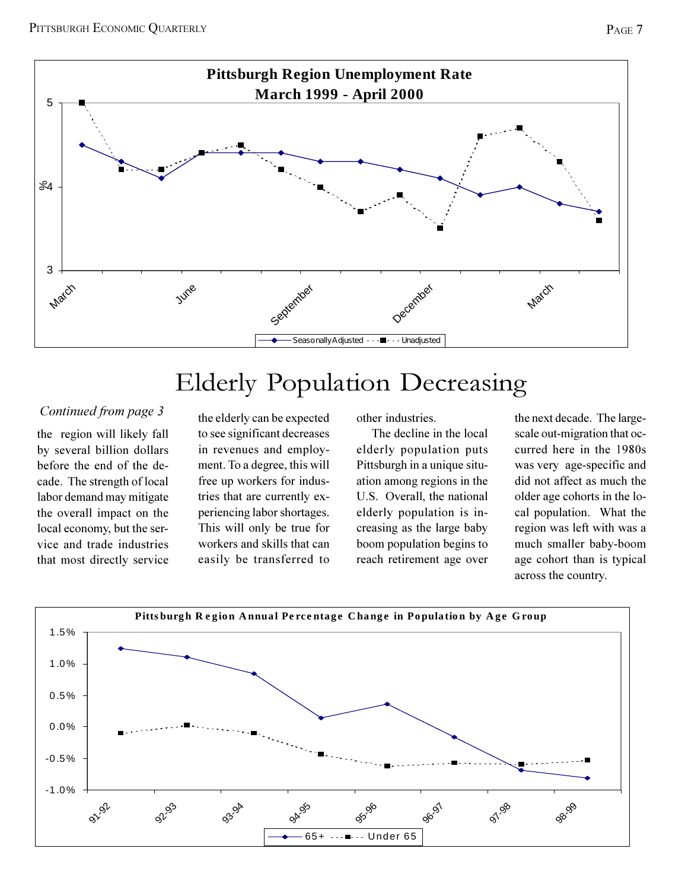**Pittsburgh Region Unemployment Rate**
**March 1999 - April 2000**

# Elderly Population Decreasing

*Continued from page 3*

the region will likely fall by several billion dollars before the end of the decade. The strength of local labor demand may mitigate the overall impact on the local economy, but the service and trade industries that most directly service the elderly can be expected to see significant decreases in revenues and employment. To a degree, this will free up workers for industries that are currently experiencing labor shortages. This will only be true for workers and skills that can easily be transferred to other industries.

The decline in the local elderly population puts Pittsburgh in a unique situation among regions in the U.S. Overall, the national elderly population is increasing as the large baby boom population begins to reach retirement age over the next decade. The large-scale out-migration that occurred here in the 1980s was very age-specific and did not affect as much the older age cohorts in the local population. What the region was left with was a much smaller baby-boom age cohort than is typical across the country.

**Pittsburgh Region Annual Percentage Change in Population by Age Group**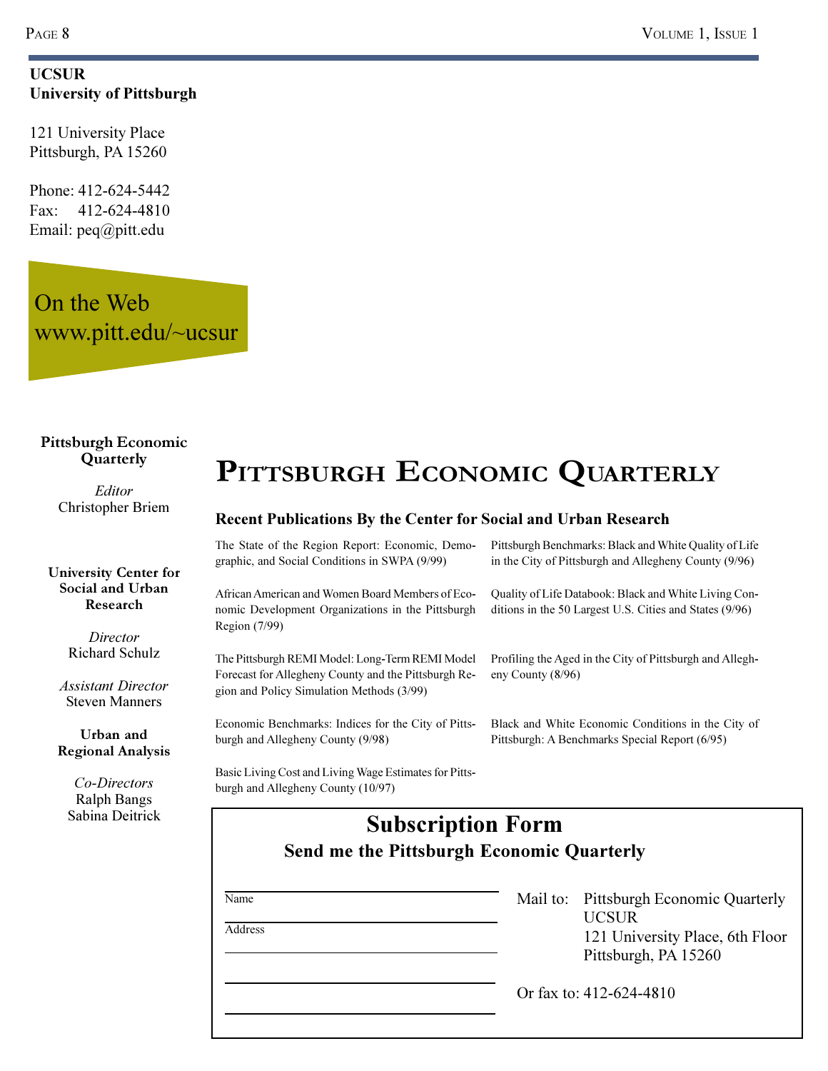**UCSUR**
**University of Pittsburgh**

121 University Place
Pittsburgh, PA 15260

Phone: 412-624-5442
Fax: 412-624-4810
Email: peq@pitt.edu

On the Web
www.pitt.edu/~ucsur

**Pittsburgh Economic Quarterly**

*Editor*
Christopher Briem

**University Center for Social and Urban Research**

*Director*
Richard Schulz

*Assistant Director*
Steven Manners

**Urban and Regional Analysis**

*Co-Directors*
Ralph Bangs
Sabina Deitrick

# Pittsburgh Economic Quarterly

### Recent Publications By the Center for Social and Urban Research

The State of the Region Report: Economic, Demographic, and Social Conditions in SWPA (9/99)

African American and Women Board Members of Economic Development Organizations in the Pittsburgh Region (7/99)

The Pittsburgh REMI Model: Long-Term REMI Model Forecast for Allegheny County and the Pittsburgh Region and Policy Simulation Methods (3/99)

Economic Benchmarks: Indices for the City of Pittsburgh and Allegheny County (9/98)

Basic Living Cost and Living Wage Estimates for Pittsburgh and Allegheny County (10/97)

Pittsburgh Benchmarks: Black and White Quality of Life in the City of Pittsburgh and Allegheny County (9/96)

Quality of Life Databook: Black and White Living Conditions in the 50 Largest U.S. Cities and States (9/96)

Profiling the Aged in the City of Pittsburgh and Allegheny County (8/96)

Black and White Economic Conditions in the City of Pittsburgh: A Benchmarks Special Report (6/95)

## Subscription Form

### Send me the Pittsburgh Economic Quarterly

Name ______________________________

Address ______________________________

______________________________

______________________________

Mail to: Pittsburgh Economic Quarterly
UCSUR
121 University Place, 6th Floor
Pittsburgh, PA 15260

Or fax to: 412-624-4810